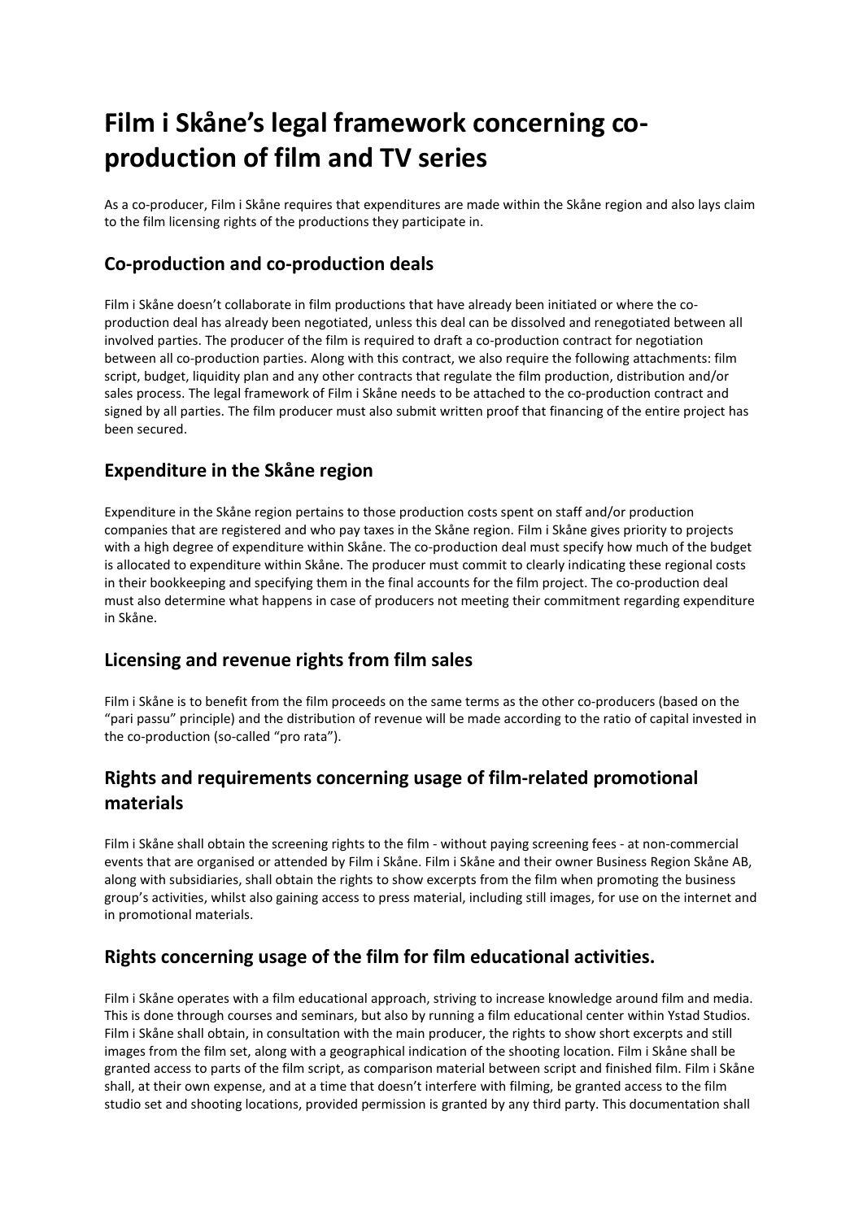# Film i Skåne's legal framework concerning co-production of film and TV series

As a co-producer, Film i Skåne requires that expenditures are made within the Skåne region and also lays claim to the film licensing rights of the productions they participate in.

## Co-production and co-production deals

Film i Skåne doesn't collaborate in film productions that have already been initiated or where the co-production deal has already been negotiated, unless this deal can be dissolved and renegotiated between all involved parties. The producer of the film is required to draft a co-production contract for negotiation between all co-production parties. Along with this contract, we also require the following attachments: film script, budget, liquidity plan and any other contracts that regulate the film production, distribution and/or sales process. The legal framework of Film i Skåne needs to be attached to the co-production contract and signed by all parties. The film producer must also submit written proof that financing of the entire project has been secured.

## Expenditure in the Skåne region

Expenditure in the Skåne region pertains to those production costs spent on staff and/or production companies that are registered and who pay taxes in the Skåne region. Film i Skåne gives priority to projects with a high degree of expenditure within Skåne. The co-production deal must specify how much of the budget is allocated to expenditure within Skåne. The producer must commit to clearly indicating these regional costs in their bookkeeping and specifying them in the final accounts for the film project. The co-production deal must also determine what happens in case of producers not meeting their commitment regarding expenditure in Skåne.

## Licensing and revenue rights from film sales

Film i Skåne is to benefit from the film proceeds on the same terms as the other co-producers (based on the "pari passu" principle) and the distribution of revenue will be made according to the ratio of capital invested in the co-production (so-called "pro rata").

## Rights and requirements concerning usage of film-related promotional materials

Film i Skåne shall obtain the screening rights to the film - without paying screening fees - at non-commercial events that are organised or attended by Film i Skåne. Film i Skåne and their owner Business Region Skåne AB, along with subsidiaries, shall obtain the rights to show excerpts from the film when promoting the business group's activities, whilst also gaining access to press material, including still images, for use on the internet and in promotional materials.

## Rights concerning usage of the film for film educational activities.

Film i Skåne operates with a film educational approach, striving to increase knowledge around film and media. This is done through courses and seminars, but also by running a film educational center within Ystad Studios. Film i Skåne shall obtain, in consultation with the main producer, the rights to show short excerpts and still images from the film set, along with a geographical indication of the shooting location. Film i Skåne shall be granted access to parts of the film script, as comparison material between script and finished film. Film i Skåne shall, at their own expense, and at a time that doesn't interfere with filming, be granted access to the film studio set and shooting locations, provided permission is granted by any third party. This documentation shall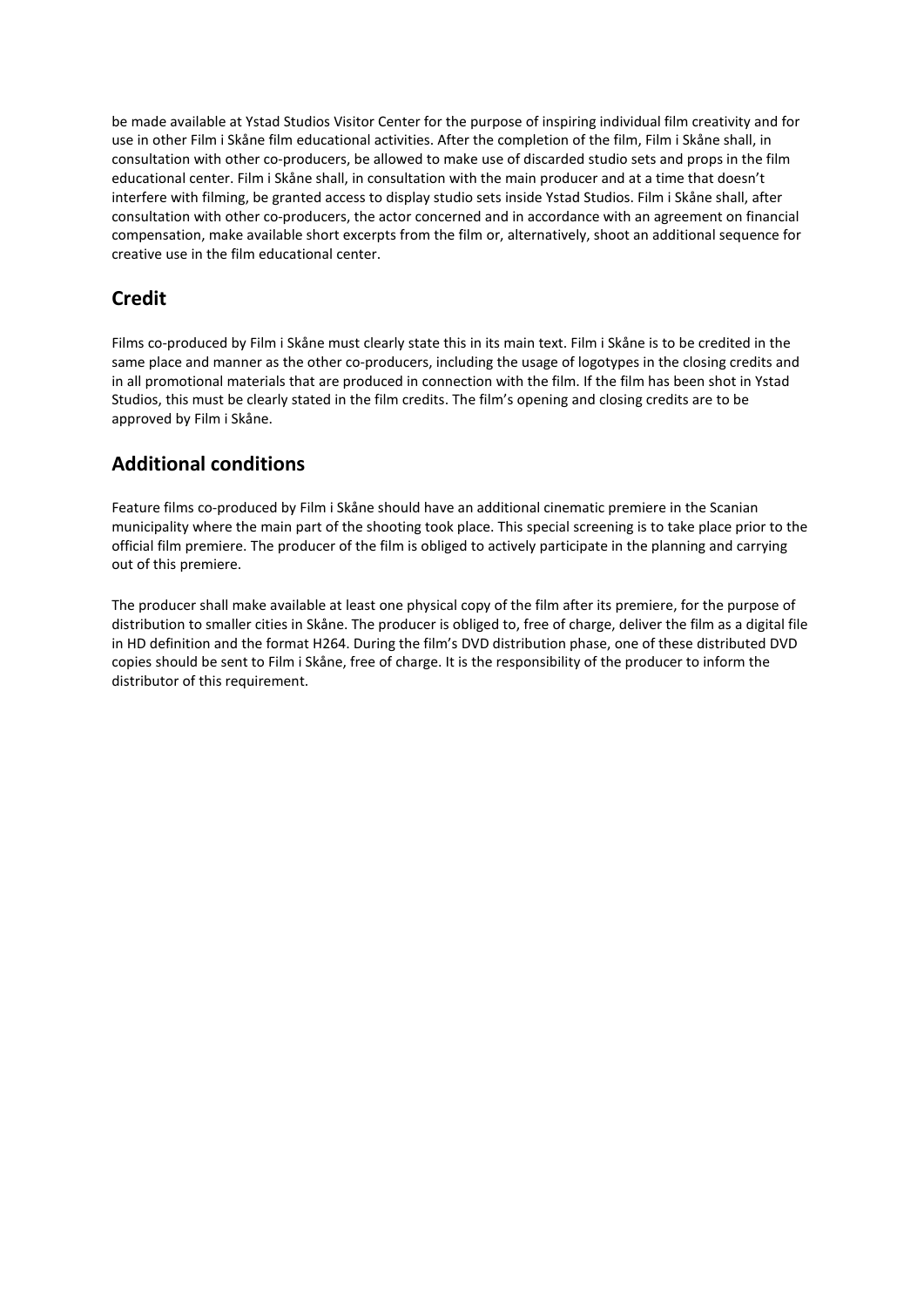be made available at Ystad Studios Visitor Center for the purpose of inspiring individual film creativity and for use in other Film i Skåne film educational activities. After the completion of the film, Film i Skåne shall, in consultation with other co-producers, be allowed to make use of discarded studio sets and props in the film educational center. Film i Skåne shall, in consultation with the main producer and at a time that doesn't interfere with filming, be granted access to display studio sets inside Ystad Studios. Film i Skåne shall, after consultation with other co-producers, the actor concerned and in accordance with an agreement on financial compensation, make available short excerpts from the film or, alternatively, shoot an additional sequence for creative use in the film educational center.

## Credit

Films co-produced by Film i Skåne must clearly state this in its main text. Film i Skåne is to be credited in the same place and manner as the other co-producers, including the usage of logotypes in the closing credits and in all promotional materials that are produced in connection with the film. If the film has been shot in Ystad Studios, this must be clearly stated in the film credits. The film's opening and closing credits are to be approved by Film i Skåne.

## Additional conditions

Feature films co-produced by Film i Skåne should have an additional cinematic premiere in the Scanian municipality where the main part of the shooting took place. This special screening is to take place prior to the official film premiere. The producer of the film is obliged to actively participate in the planning and carrying out of this premiere.

The producer shall make available at least one physical copy of the film after its premiere, for the purpose of distribution to smaller cities in Skåne. The producer is obliged to, free of charge, deliver the film as a digital file in HD definition and the format H264. During the film's DVD distribution phase, one of these distributed DVD copies should be sent to Film i Skåne, free of charge. It is the responsibility of the producer to inform the distributor of this requirement.